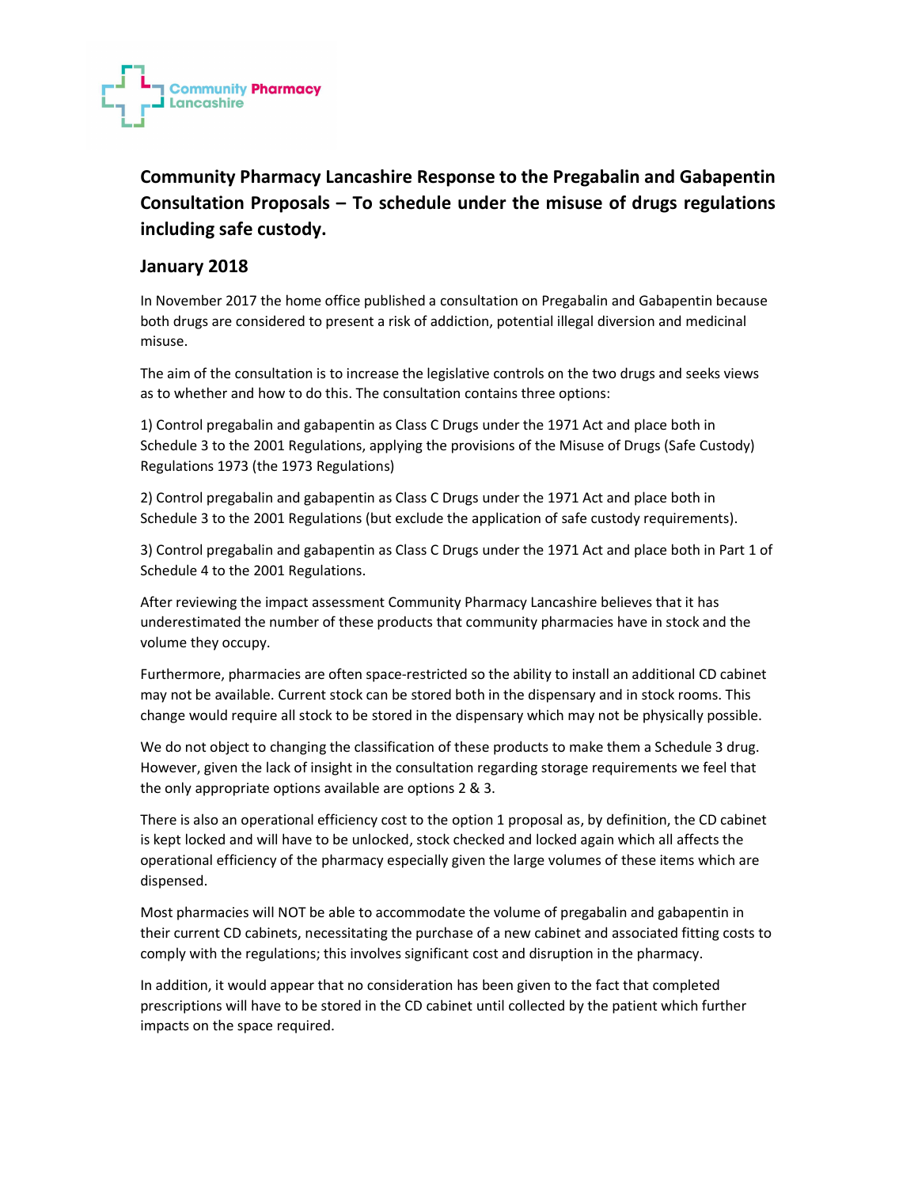# Community Pharmacy Lancashire Response to the Pregabalin and Gabapentin Consultation Proposals – To schedule under the misuse of drugs regulations including safe custody.

## January 2018

In November 2017 the home office published a consultation on Pregabalin and Gabapentin because both drugs are considered to present a risk of addiction, potential illegal diversion and medicinal misuse.

The aim of the consultation is to increase the legislative controls on the two drugs and seeks views as to whether and how to do this. The consultation contains three options:

1) Control pregabalin and gabapentin as Class C Drugs under the 1971 Act and place both in Schedule 3 to the 2001 Regulations, applying the provisions of the Misuse of Drugs (Safe Custody) Regulations 1973 (the 1973 Regulations)

2) Control pregabalin and gabapentin as Class C Drugs under the 1971 Act and place both in Schedule 3 to the 2001 Regulations (but exclude the application of safe custody requirements).

3) Control pregabalin and gabapentin as Class C Drugs under the 1971 Act and place both in Part 1 of Schedule 4 to the 2001 Regulations.

After reviewing the impact assessment Community Pharmacy Lancashire believes that it has underestimated the number of these products that community pharmacies have in stock and the volume they occupy.

Furthermore, pharmacies are often space-restricted so the ability to install an additional CD cabinet may not be available. Current stock can be stored both in the dispensary and in stock rooms. This change would require all stock to be stored in the dispensary which may not be physically possible.

We do not object to changing the classification of these products to make them a Schedule 3 drug. However, given the lack of insight in the consultation regarding storage requirements we feel that the only appropriate options available are options 2 & 3.

There is also an operational efficiency cost to the option 1 proposal as, by definition, the CD cabinet is kept locked and will have to be unlocked, stock checked and locked again which all affects the operational efficiency of the pharmacy especially given the large volumes of these items which are dispensed.

Most pharmacies will NOT be able to accommodate the volume of pregabalin and gabapentin in their current CD cabinets, necessitating the purchase of a new cabinet and associated fitting costs to comply with the regulations; this involves significant cost and disruption in the pharmacy.

In addition, it would appear that no consideration has been given to the fact that completed prescriptions will have to be stored in the CD cabinet until collected by the patient which further impacts on the space required.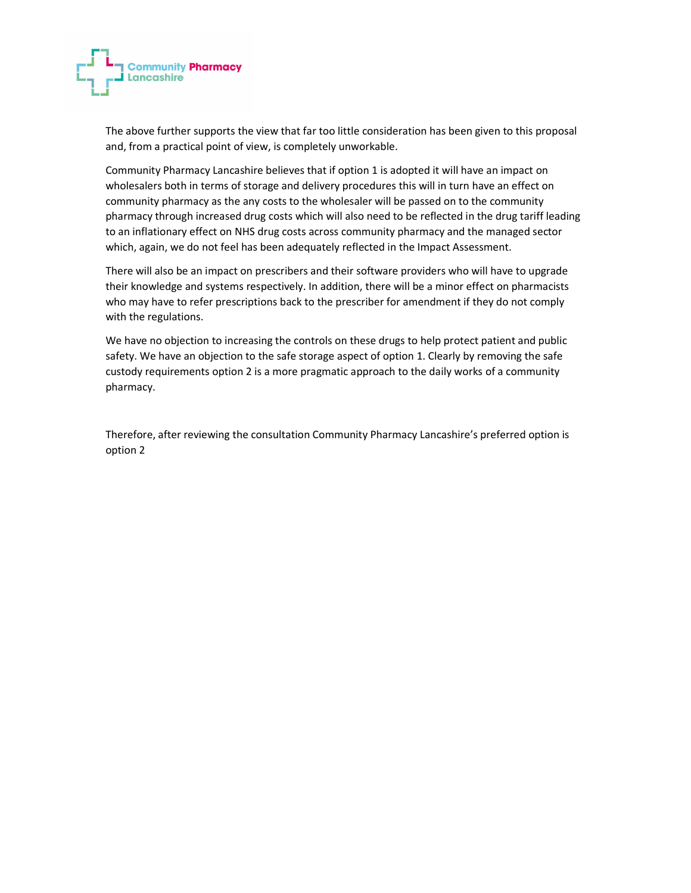The above further supports the view that far too little consideration has been given to this proposal and, from a practical point of view, is completely unworkable.

Community Pharmacy Lancashire believes that if option 1 is adopted it will have an impact on wholesalers both in terms of storage and delivery procedures this will in turn have an effect on community pharmacy as the any costs to the wholesaler will be passed on to the community pharmacy through increased drug costs which will also need to be reflected in the drug tariff leading to an inflationary effect on NHS drug costs across community pharmacy and the managed sector which, again, we do not feel has been adequately reflected in the Impact Assessment.

There will also be an impact on prescribers and their software providers who will have to upgrade their knowledge and systems respectively. In addition, there will be a minor effect on pharmacists who may have to refer prescriptions back to the prescriber for amendment if they do not comply with the regulations.

We have no objection to increasing the controls on these drugs to help protect patient and public safety. We have an objection to the safe storage aspect of option 1. Clearly by removing the safe custody requirements option 2 is a more pragmatic approach to the daily works of a community pharmacy.

Therefore, after reviewing the consultation Community Pharmacy Lancashire's preferred option is option 2